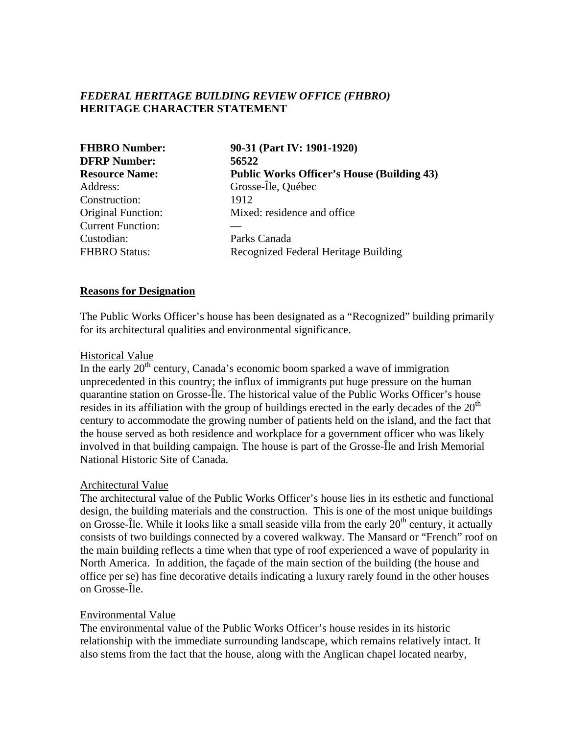***FEDERAL HERITAGE BUILDING REVIEW OFFICE (FHBRO)***
**HERITAGE CHARACTER STATEMENT**

| | |
|---|---|
| **FHBRO Number:** | **90-31 (Part IV: 1901-1920)** |
| **DFRP Number:** | **56522** |
| **Resource Name:** | **Public Works Officer's House (Building 43)** |
| Address: | Grosse-Île, Québec |
| Construction: | 1912 |
| Original Function: | Mixed: residence and office |
| Current Function: | — |
| Custodian: | Parks Canada |
| FHBRO Status: | Recognized Federal Heritage Building |

## Reasons for Designation

The Public Works Officer's house has been designated as a "Recognized" building primarily for its architectural qualities and environmental significance.

### Historical Value

In the early 20th century, Canada's economic boom sparked a wave of immigration unprecedented in this country; the influx of immigrants put huge pressure on the human quarantine station on Grosse-Île. The historical value of the Public Works Officer's house resides in its affiliation with the group of buildings erected in the early decades of the 20th century to accommodate the growing number of patients held on the island, and the fact that the house served as both residence and workplace for a government officer who was likely involved in that building campaign. The house is part of the Grosse-Île and Irish Memorial National Historic Site of Canada.

### Architectural Value

The architectural value of the Public Works Officer's house lies in its esthetic and functional design, the building materials and the construction. This is one of the most unique buildings on Grosse-Île. While it looks like a small seaside villa from the early 20th century, it actually consists of two buildings connected by a covered walkway. The Mansard or "French" roof on the main building reflects a time when that type of roof experienced a wave of popularity in North America. In addition, the façade of the main section of the building (the house and office per se) has fine decorative details indicating a luxury rarely found in the other houses on Grosse-Île.

### Environmental Value

The environmental value of the Public Works Officer's house resides in its historic relationship with the immediate surrounding landscape, which remains relatively intact. It also stems from the fact that the house, along with the Anglican chapel located nearby,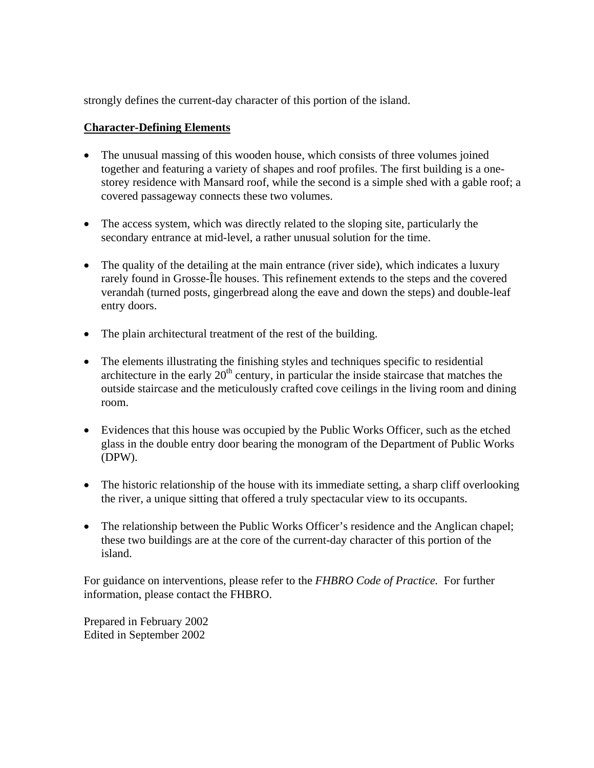strongly defines the current-day character of this portion of the island.

**Character-Defining Elements**

- The unusual massing of this wooden house, which consists of three volumes joined together and featuring a variety of shapes and roof profiles. The first building is a one-storey residence with Mansard roof, while the second is a simple shed with a gable roof; a covered passageway connects these two volumes.

- The access system, which was directly related to the sloping site, particularly the secondary entrance at mid-level, a rather unusual solution for the time.

- The quality of the detailing at the main entrance (river side), which indicates a luxury rarely found in Grosse-Île houses. This refinement extends to the steps and the covered verandah (turned posts, gingerbread along the eave and down the steps) and double-leaf entry doors.

- The plain architectural treatment of the rest of the building.

- The elements illustrating the finishing styles and techniques specific to residential architecture in the early 20th century, in particular the inside staircase that matches the outside staircase and the meticulously crafted cove ceilings in the living room and dining room.

- Evidences that this house was occupied by the Public Works Officer, such as the etched glass in the double entry door bearing the monogram of the Department of Public Works (DPW).

- The historic relationship of the house with its immediate setting, a sharp cliff overlooking the river, a unique sitting that offered a truly spectacular view to its occupants.

- The relationship between the Public Works Officer's residence and the Anglican chapel; these two buildings are at the core of the current-day character of this portion of the island.

For guidance on interventions, please refer to the *FHBRO Code of Practice.* For further information, please contact the FHBRO.

Prepared in February 2002
Edited in September 2002